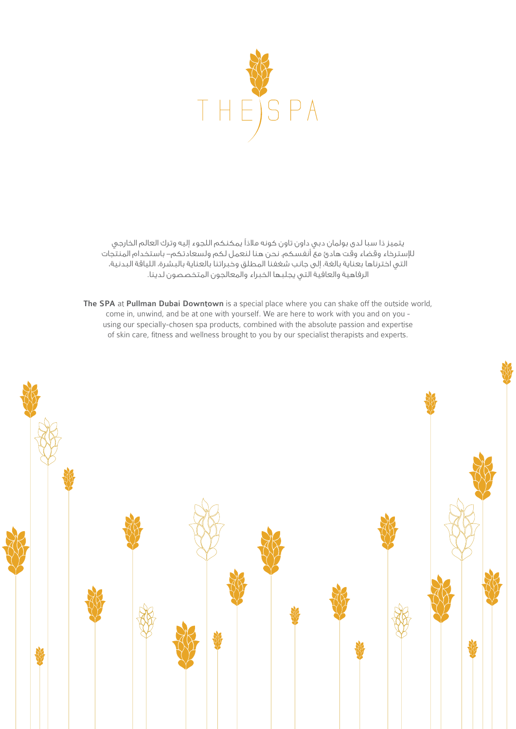# THE SPA

يتميز ذا سبا لدى بولمان دبي داون تاون كونه ملاذاً يمكنكم اللجوء إليه وترك العالم الخارجي للإسترخاء وقضاء وقت هادئ مع أنفسكم. نحن هنا لنعمل لكم ولسعادتكم– باستخدام المنتجات التي اخترناها بعناية بالغة، إلى جانب شغفنا المطلق وخبراتنا بالعناية بالبشرة، اللياقة البدنية، الرفاهية والعافية التي يجلبها الخبراء والمعالجون المتخصصون لدينا.

**The SPA** at **Pullman Dubai Downtown** is a special place where you can shake off the outside world, come in, unwind, and be at one with yourself. We are here to work with you and on you - using our specially-chosen spa products, combined with the absolute passion and expertise of skin care, fitness and wellness brought to you by our specialist therapists and experts.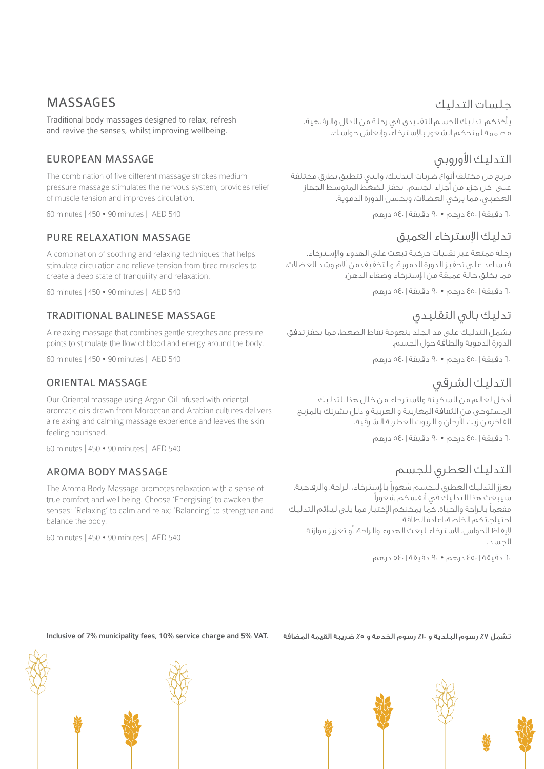## MASSAGES

Traditional body massages designed to relax, refresh and revive the senses, whilst improving wellbeing.

### EUROPEAN MASSAGE

The combination of five different massage strokes medium pressure massage stimulates the nervous system, provides relief of muscle tension and improves circulation.

60 minutes | 450 • 90 minutes | AED 540

### PURE RELAXATION MASSAGE

A combination of soothing and relaxing techniques that helps stimulate circulation and relieve tension from tired muscles to create a deep state of tranquility and relaxation.

60 minutes | 450 • 90 minutes | AED 540

### TRADITIONAL BALINESE MASSAGE

A relaxing massage that combines gentle stretches and pressure points to stimulate the flow of blood and energy around the body.

60 minutes | 450 • 90 minutes | AED 540

### ORIENTAL MASSAGE

Our Oriental massage using Argan Oil infused with oriental aromatic oils drawn from Moroccan and Arabian cultures delivers a relaxing and calming massage experience and leaves the skin feeling nourished.

60 minutes | 450 • 90 minutes | AED 540

### AROMA BODY MASSAGE

The Aroma Body Massage promotes relaxation with a sense of true comfort and well being. Choose 'Energising' to awaken the senses: 'Relaxing' to calm and relax; 'Balancing' to strengthen and balance the body.

60 minutes | 450 • 90 minutes | AED 540

## جلسات التدليك

يأخذكم تدليك الجسم التقليدي في رحلة من الدلال والرفاهية، مصممة لمنحكم الشعور بالإسترخاء، وإنعاش حواسك.

### التدليك الأوروبي

مزيج من مختلف أنواع ضربات التدليك، والتي تتطبق بطرق مختلفة على كل جزء من أجزاء الجسم. يحفز الضغط المتوسط الجهاز العصبي، مما يرخي العضلات، ويحسن الدورة الدموية.

٦٠ دقيقة | ٤٥٠ درهم • ٩٠ دقيقة | ٥٤٠ درهم

### تدليك الإسترخاء العميق

رحلة ممتعة عبر تقنيات حركية تبعث على الهدوء والإسترخاء. فتساعد على تحفيز الدورة الدموية، والتخفيف من آلام وشد العضلات، مما يخلق حالة عميقة من الإسترخاء وصفاء الذهن.

٦٠ دقيقة | ٤٥٠ درهم • ٩٠ دقيقة | ٥٤٠ درهم

### تدليك بالي التقليدي

يشمل التدليك على مد الجلد بنعومة نقاط الضغط، مما يحفز تدفق الدورة الدموية والطاقة حول الجسم.

٦٠ دقيقة | ٤٥٠ درهم • ٩٠ دقيقة | ٥٤٠ درهم

### التدليك الشرقي

أدخل لعالم من السكينة والاسترخاء من خلال هذا التدليك المستوحى من الثقافة المغاربية و العربية و دلل بشرتك بالمزيج الفاخرمن زيت الأرجان و الزيوت العطرية الشرقية.

٦٠ دقيقة | ٤٥٠ درهم • ٩٠ دقيقة | ٥٤٠ درهم

### التدليك العطري للجسم

يعزز التدليك العطري للجسم شعوراً بالإسترخاء، الراحة، والرفاهية. سيبعث هذا التدليك في أنفسكم شعوراً مفعماً بالراحة والحياة. كما يمكنكم الإختيار مما يلي ليلائم التدليك إحتياجاتكم الخاصة: إعادة الطاقة لإيقاظ الحواس، الإسترخاء لبعث الهدوء والراحة، أو تعزيز موازنة الجسد.

٦٠ دقيقة | ٤٥٠ درهم • ٩٠ دقيقة | ٥٤٠ درهم

**Inclusive of 7% municipality fees, 10% service charge and 5% VAT.**

**تشمل ٧٪ رسوم البلدية و ١٠٪ رسوم الخدمة و ٥٪ ضريبة القيمة المضافة**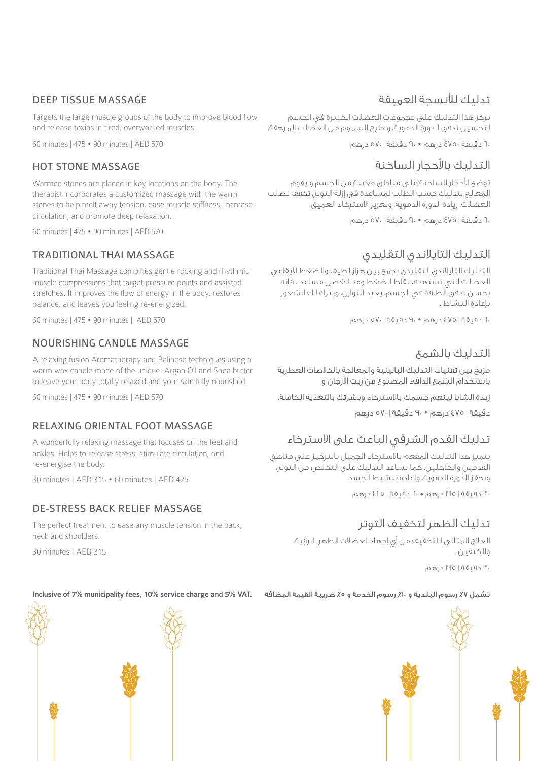## DEEP TISSUE MASSAGE

Targets the large muscle groups of the body to improve blood flow and release toxins in tired, overworked muscles.

60 minutes | 475 • 90 minutes | AED 570

## HOT STONE MASSAGE

Warmed stones are placed in key locations on the body. The therapist incorporates a customized massage with the warm stones to help melt away tension, ease muscle stiffness, increase circulation, and promote deep relaxation.

60 minutes | 475 • 90 minutes | AED 570

## TRADITIONAL THAI MASSAGE

Traditional Thai Massage combines gentle rocking and rhythmic muscle compressions that target pressure points and assisted stretches. It improves the flow of energy in the body, restores balance, and leaves you feeling re-energized.

60 minutes | 475 • 90 minutes | AED 570

## NOURISHING CANDLE MASSAGE

A relaxing fusion Aromatherapy and Balinese techniques using a warm wax candle made of the unique. Argan Oil and Shea butter to leave your body totally relaxed and your skin fully nourished.

60 minutes | 475 • 90 minutes | AED 570

## RELAXING ORIENTAL FOOT MASSAGE

A wonderfully relaxing massage that focuses on the feet and ankles. Helps to release stress, stimulate circulation, and re-energise the body.

30 minutes | AED 315 • 60 minutes | AED 425

## DE-STRESS BACK RELIEF MASSAGE

The perfect treatment to ease any muscle tension in the back, neck and shoulders.

30 minutes | AED 315

**Inclusive of 7% municipality fees, 10% service charge and 5% VAT.**

## تدليك للأنسجة العميقة

يركز هذا التدليك على مجموعات العضلات الكبيرة في الجسم لتحسين تدفق الدورة الدموية، و طرح السموم من العضلات المرهقة.

٦٠ دقيقة | ٤٧٥ درهم • ٩٠ دقيقة | ٥٧٠ درهم

## التدليك بالأحجار الساخنة

توضع الأحجار الساخنة على مناطق معينة من الجسم و يقوم المعالج بتدليك حسب الطلب لمساعدة في إزلة التوتر، تخفف تصلب العضلات، زيادة الدورة الدموية، وتعزيز الاسترخاء العميق.

٦٠ دقيقة | ٤٧٥ درهم • ٩٠ دقيقة | ٥٧٠ درهم

## التدليك التايلاندي التقليدي

التدليك التايلاندي التقليدي يجمع بين هزاز لطيف والضغط الإيقاعي العضلات التي تستهدف نقاط الضغط ومد الغضل مساعد . فإنه يحسن تدفق الطاقة في الجسم، يعيد التوازن، ويترك لك الشعور بإعادة النشاط .

٦٠ دقيقة | ٤٧٥ درهم • ٩٠ دقيقة | ٥٧٠ درهم

## التدليك بالشمع

مزيج بين تقنيات التدليك البالينية والمعالجة بالخلاصات العطرية باستخدام الشمع الدافء المصنوع من زيت الأرجان و

زبدة الشايا لينعم جسمك بالاسترخاء وبشرتك بالتغذية الكاملة.

دقيقة | ٤٧٥ درهم • ٩٠ دقيقة | ٥٧٠ درهم

## تدليك القدم الشرقي الباعث على الاسترخاء

يتميز هذا التدليك المفعم بالاسترخاء الجميل بالتركيز على مناطق القدمين والكاحلين. كما يساعد التدليك على التخلص من التوتر، ويحفز الدورة الدموية، وإعادة تنشيط الجسد.

٣٠ دقيقة | ٣١٥ درهم • ٦٠ دقيقة | ٤٢٥ درهم

## تدليك الظهر لتخفيف التوتر

العلاج المثالي للتخفيف من أي إجهاد لعضلات الظهر، الرقبة، والكتفين.

٣٠ دقيقة | ٣١٥ درهم

**تشمل ٧٪ رسوم البلدية و ١٠٪ رسوم الخدمة و ٥٪ ضريبة القيمة المضافة**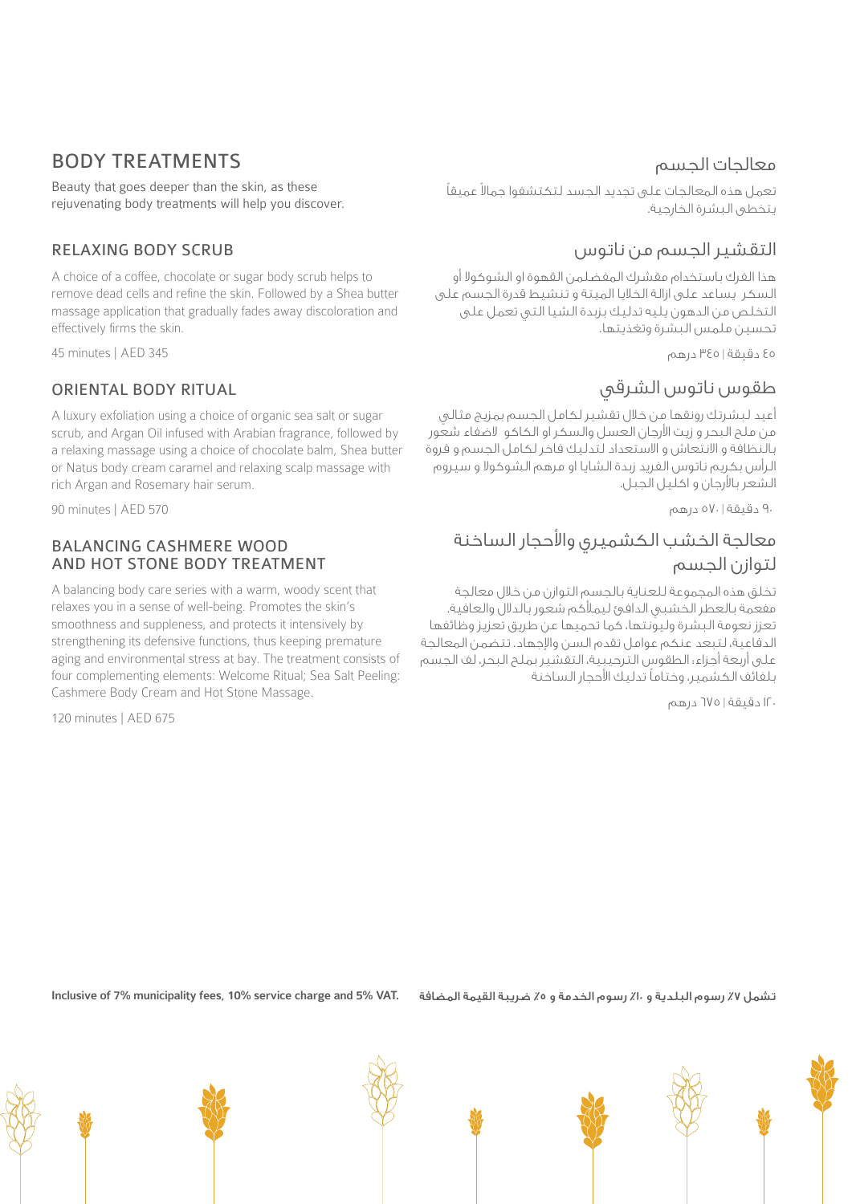## BODY TREATMENTS

Beauty that goes deeper than the skin, as these rejuvenating body treatments will help you discover.

### RELAXING BODY SCRUB

A choice of a coffee, chocolate or sugar body scrub helps to remove dead cells and refine the skin. Followed by a Shea butter massage application that gradually fades away discoloration and effectively firms the skin.

45 minutes | AED 345

### ORIENTAL BODY RITUAL

A luxury exfoliation using a choice of organic sea salt or sugar scrub, and Argan Oil infused with Arabian fragrance, followed by a relaxing massage using a choice of chocolate balm, Shea butter or Natus body cream caramel and relaxing scalp massage with rich Argan and Rosemary hair serum.

90 minutes | AED 570

### BALANCING CASHMERE WOOD AND HOT STONE BODY TREATMENT

A balancing body care series with a warm, woody scent that relaxes you in a sense of well-being. Promotes the skin's smoothness and suppleness, and protects it intensively by strengthening its defensive functions, thus keeping premature aging and environmental stress at bay. The treatment consists of four complementing elements: Welcome Ritual; Sea Salt Peeling; Cashmere Body Cream and Hot Stone Massage.

120 minutes | AED 675

## معالجات الجسم

تعمل هذه المعالجات على تجديد الجسد لتكتشفوا جمالاً عميقاً يتخطى البشرة الخارجية.

### التقشير الجسم من ناتوس

هذا الفرك باستخدام مقشرك المفضلمن القهوة او الشوكولا أو السكر يساعد على ازالة الخلايا الميتة و تنشيط قدرة الجسم على التخلص من الدهون يليه تدليك بزبدة الشيا التي تعمل على تحسين ملمس البشرة وتغذيتها.

٤٥ دقيقة | ٣٤٥ درهم

### طقوس ناتوس الشرقي

أعيد لبشرتك رونقها من خلال تقشير لكامل الجسم بمزيج مثالي من ملح البحر و زيت الأرجان العسل والسكر او الكاكو لاضفاء شعور بالنظافة و الانتعاش و الاستعداد لتدليك فاخر لكامل الجسم و فروة الرأس بكريم ناتوس الفريد زبدة الشايا او مرهم الشوكولا و سيروم الشعر بالأرجان و اكليل الجبل.

٩٠ دقيقة | ٥٧٠ درهم

### معالجة الخشب الكشميري والأحجار الساخنة لتوازن الجسم

تخلق هذه المجموعة للعناية بالجسم التوازن من خلال معالجة مفعمة بالعطر الخشبي الدافئ ليملأكم شعور بالدلال والعافية. تعزز نعومة البشرة وليونتها، كما تحميها عن طريق تعزيز وظائفها الدفاعية، لتبعد عنكم عوامل تقدم السن والإجهاد. تتضمن المعالجة على أربعة أجزاء: الطقوس الترحيبية، التقشير بملح البحر، لف الجسم بلفائف الكشمير، وختاماً تدليك الأحجار الساخنة

١٢٠ دقيقة | ٦٧٥ درهم

**Inclusive of 7% municipality fees, 10% service charge and 5% VAT.**

**تشمل ٧٪ رسوم البلدية و ١٠٪ رسوم الخدمة و ٥٪ ضريبة القيمة المضافة**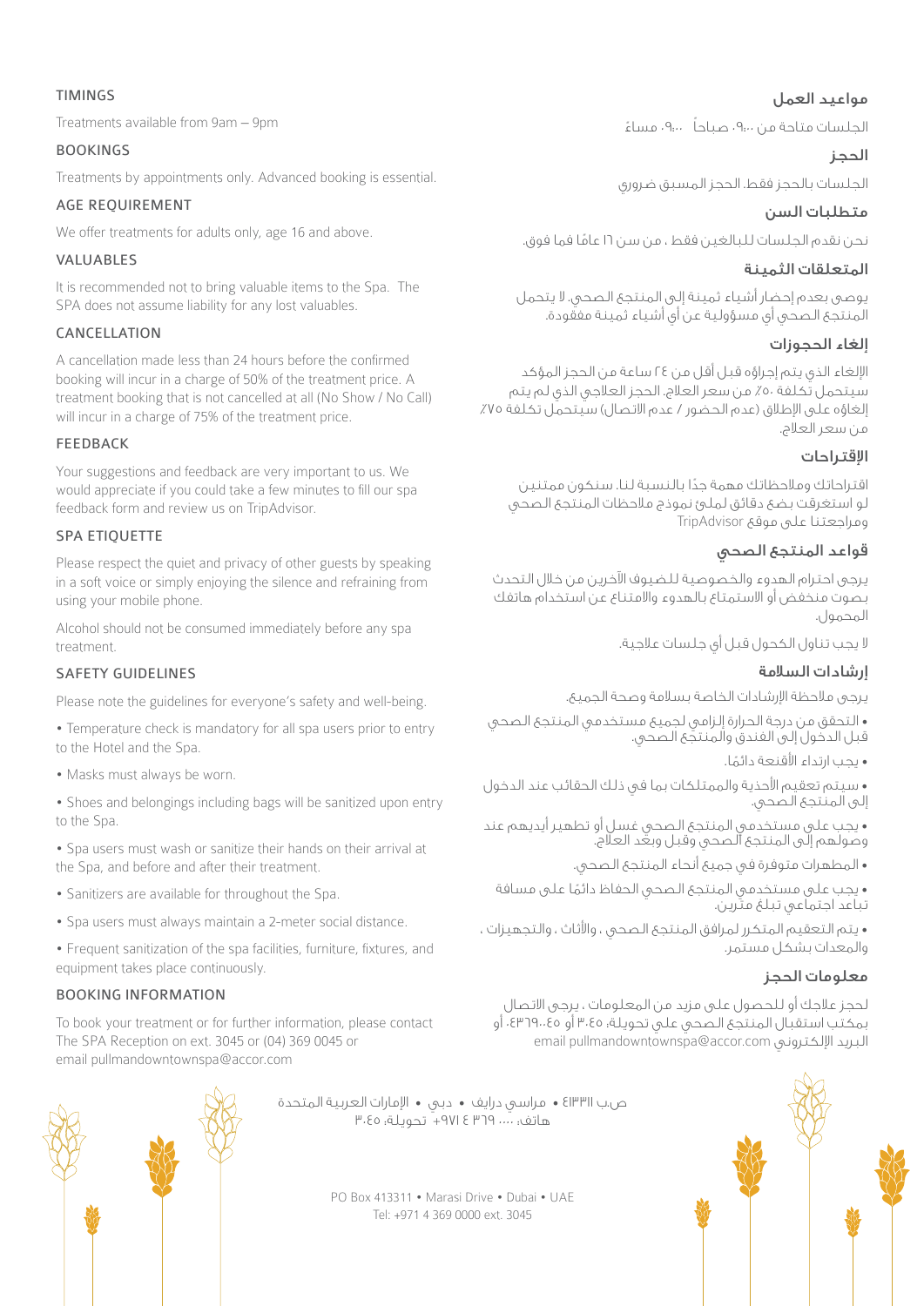## TIMINGS

Treatments available from 9am – 9pm

## BOOKINGS

Treatments by appointments only. Advanced booking is essential.

## AGE REQUIREMENT

We offer treatments for adults only, age 16 and above.

## VALUABLES

It is recommended not to bring valuable items to the Spa. The SPA does not assume liability for any lost valuables.

## CANCELLATION

A cancellation made less than 24 hours before the confirmed booking will incur in a charge of 50% of the treatment price. A treatment booking that is not cancelled at all (No Show / No Call) will incur in a charge of 75% of the treatment price.

## FEEDBACK

Your suggestions and feedback are very important to us. We would appreciate if you could take a few minutes to fill our spa feedback form and review us on TripAdvisor.

## SPA ETIQUETTE

Please respect the quiet and privacy of other guests by speaking in a soft voice or simply enjoying the silence and refraining from using your mobile phone.

Alcohol should not be consumed immediately before any spa treatment.

## SAFETY GUIDELINES

Please note the guidelines for everyone's safety and well-being.

- Temperature check is mandatory for all spa users prior to entry to the Hotel and the Spa.
- Masks must always be worn.
- Shoes and belongings including bags will be sanitized upon entry to the Spa.
- Spa users must wash or sanitize their hands on their arrival at the Spa, and before and after their treatment.
- Sanitizers are available for throughout the Spa.
- Spa users must always maintain a 2-meter social distance.
- Frequent sanitization of the spa facilities, furniture, fixtures, and equipment takes place continuously.

## BOOKING INFORMATION

To book your treatment or for further information, please contact The SPA Reception on ext. 3045 or (04) 369 0045 or email pullmandowntownspa@accor.com

## مواعيد العمل

الجلسات متاحة من ٠٩:٠٠ صباحاً ٠٩:٠٠ مساءً

## الحجز

الجلسات بالحجز فقط. الحجز المسبق ضروري

## متطلبات السن

نحن نقدم الجلسات للبالغين فقط ، من سن ١٦ عامًا فما فوق.

## المتعلقات الثمينة

يوصى بعدم إحضار أشياء ثمينة إلى المنتجع الصحي. لا يتحمل المنتجع الصحي أي مسؤولية عن أي أشياء ثمينة مفقودة.

## إلغاء الحجوزات

الإلغاء الذي يتم إجراؤه قبل أقل من ٢٤ ساعة من الحجز المؤكد سيتحمل تكلفة ٥٠٪ من سعر العلاج. الحجز العلاجي الذي لم يتم إلغاؤه على الإطلاق (عدم الحضور / عدم الاتصال) سيتحمل تكلفة ٧٥٪ من سعر العلاج.

## الإقتراحات

اقتراحاتك وملاحظاتك مهمة جدًا بالنسبة لنا. سنكون ممتنين لو استغرقت بضع دقائق لملئ نموذج ملاحظات المنتجع الصحي ومراجعتنا على موقع TripAdvisor

## قواعد المنتجع الصحي

يرجى احترام الهدوء والخصوصية للضيوف الآخرين من خلال التحدث بصوت منخفض أو الاستمتاع بالهدوء والامتناع عن استخدام هاتفك المحمول.

لا يجب تناول الكحول قبل أي جلسات علاجية.

## إرشادات السلامة

يرجى ملاحظة الإرشادات الخاصة بسلامة وصحة الجميع.

- التحقق من درجة الحرارة إلزامي لجميع مستخدمي المنتجع الصحي قبل الدخول إلى الفندق والمنتجع الصحي.
- يجب ارتداء الأقنعة دائمًا.
- سيتم تعقيم الأحذية والممتلكات بما في ذلك الحقائب عند الدخول إلى المنتجع الصحي.
- يجب على مستخدمي المنتجع الصحي غسل أو تطهير أيديهم عند وصولهم إلى المنتجع الصحي وقبل وبعد العلاج.
- المطهرات متوفرة في جميع أنحاء المنتجع الصحي.
- يجب على مستخدمي المنتجع الصحي الحفاظ دائمًا على مسافة تباعد اجتماعي تبلغ مترين.
- يتم التعقيم المتكرر لمرافق المنتجع الصحي ، والأثاث ، والتجهيزات ، والمعدات بشكل مستمر.

## معلومات الحجز

لحجز علاجك أو للحصول على مزيد من المعلومات ، يرجى الاتصال بمكتب استقبال المنتجع الصحي على تحويلة: ٣٠٤٥ أو ٠٤٣٦٩٠٠٤٥ أو البريد الإلكتروني email pullmandowntownspa@accor.com

ص.ب ٤١٣٣١١ • مراسي درايف • دبي • الإمارات العربية المتحدة
هاتف: ٠٠٠٠ ٣٦٩ ٤ ٩٧١+ تحويلة: ٣٠٤٥

PO Box 413311 • Marasi Drive • Dubai • UAE
Tel: +971 4 369 0000 ext. 3045